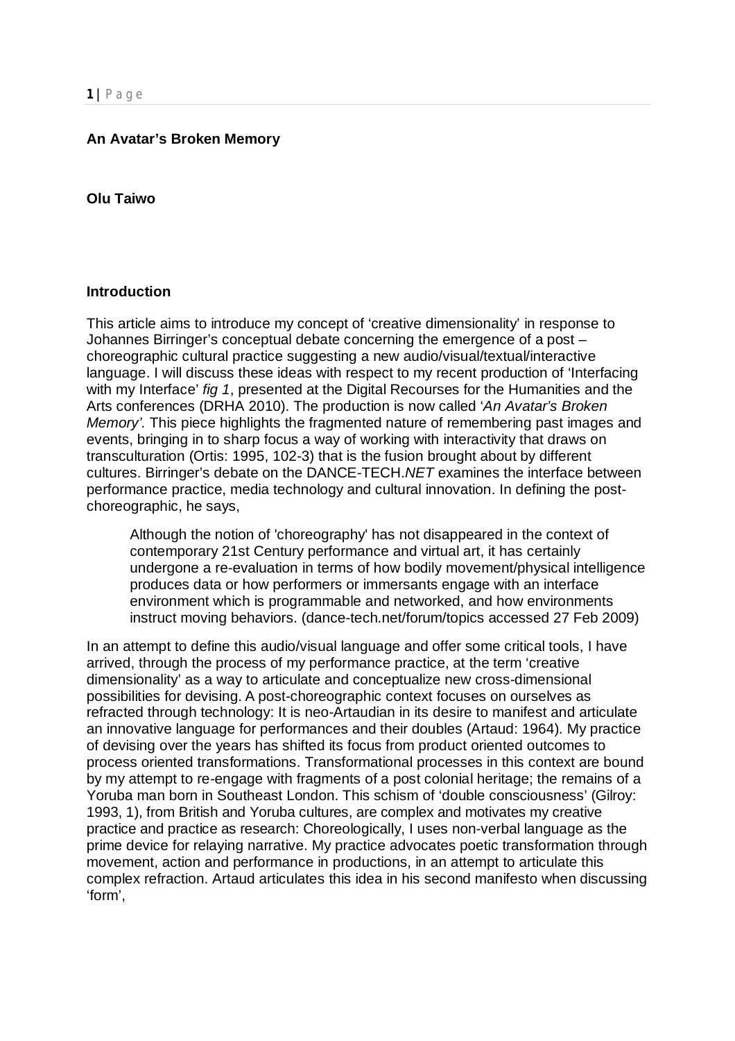**An Avatar's Broken Memory**

**Olu Taiwo**

## Introduction

This article aims to introduce my concept of 'creative dimensionality' in response to Johannes Birringer's conceptual debate concerning the emergence of a post – choreographic cultural practice suggesting a new audio/visual/textual/interactive language. I will discuss these ideas with respect to my recent production of 'Interfacing with my Interface' *fig 1*, presented at the Digital Recourses for the Humanities and the Arts conferences (DRHA 2010). The production is now called '*An Avatar's Broken Memory'.* This piece highlights the fragmented nature of remembering past images and events, bringing in to sharp focus a way of working with interactivity that draws on transculturation (Ortis: 1995, 102-3) that is the fusion brought about by different cultures. Birringer's debate on the DANCE-TECH.*NET* examines the interface between performance practice, media technology and cultural innovation. In defining the post-choreographic, he says,

> Although the notion of 'choreography' has not disappeared in the context of contemporary 21st Century performance and virtual art, it has certainly undergone a re-evaluation in terms of how bodily movement/physical intelligence produces data or how performers or immersants engage with an interface environment which is programmable and networked, and how environments instruct moving behaviors. (dance-tech.net/forum/topics accessed 27 Feb 2009)

In an attempt to define this audio/visual language and offer some critical tools, I have arrived, through the process of my performance practice, at the term 'creative dimensionality' as a way to articulate and conceptualize new cross-dimensional possibilities for devising. A post-choreographic context focuses on ourselves as refracted through technology: It is neo-Artaudian in its desire to manifest and articulate an innovative language for performances and their doubles (Artaud: 1964). My practice of devising over the years has shifted its focus from product oriented outcomes to process oriented transformations. Transformational processes in this context are bound by my attempt to re-engage with fragments of a post colonial heritage; the remains of a Yoruba man born in Southeast London. This schism of 'double consciousness' (Gilroy: 1993, 1), from British and Yoruba cultures, are complex and motivates my creative practice and practice as research: Choreologically, I uses non-verbal language as the prime device for relaying narrative. My practice advocates poetic transformation through movement, action and performance in productions, in an attempt to articulate this complex refraction. Artaud articulates this idea in his second manifesto when discussing 'form',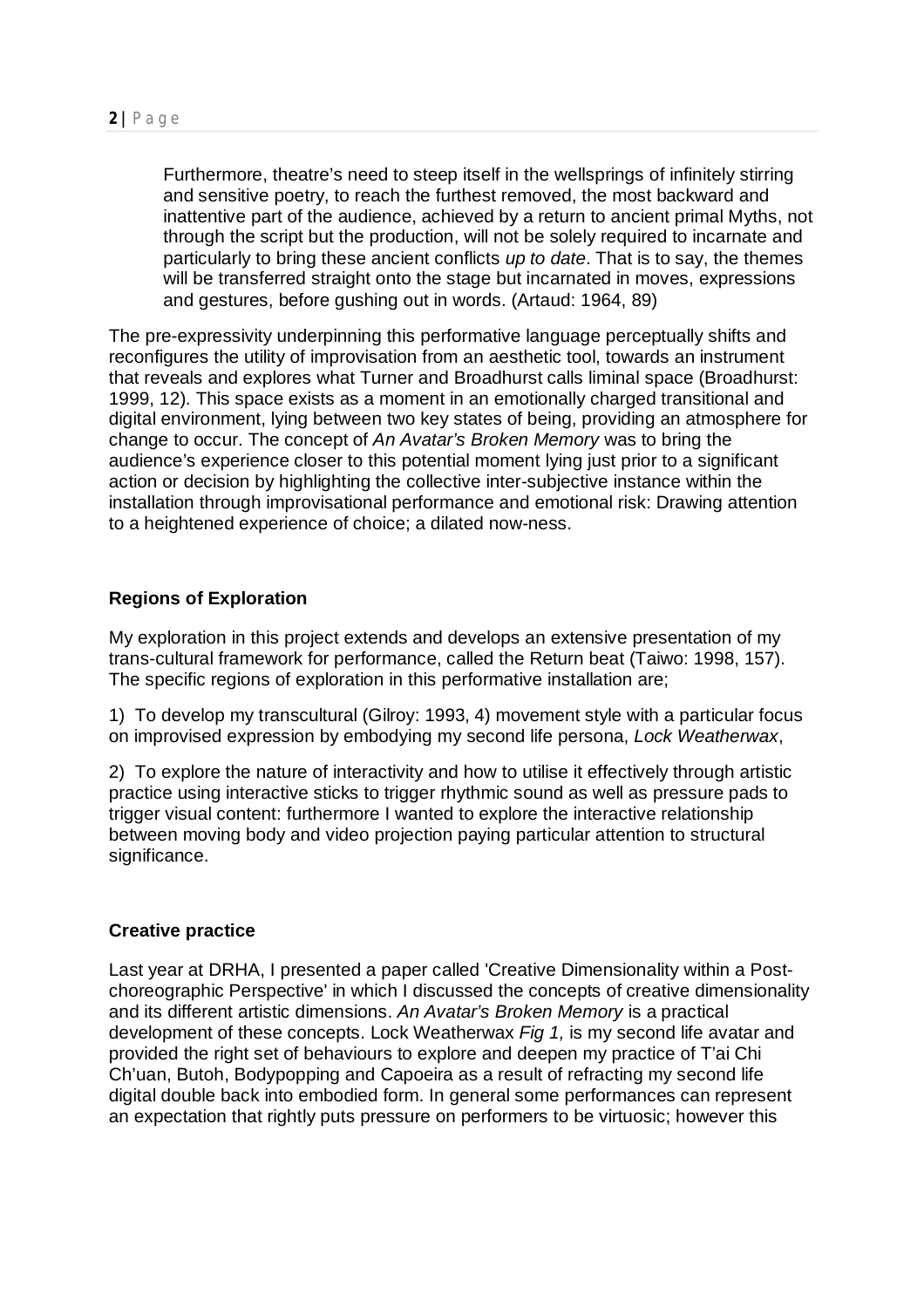> Furthermore, theatre's need to steep itself in the wellsprings of infinitely stirring and sensitive poetry, to reach the furthest removed, the most backward and inattentive part of the audience, achieved by a return to ancient primal Myths, not through the script but the production, will not be solely required to incarnate and particularly to bring these ancient conflicts *up to date*. That is to say, the themes will be transferred straight onto the stage but incarnated in moves, expressions and gestures, before gushing out in words. (Artaud: 1964, 89)

The pre-expressivity underpinning this performative language perceptually shifts and reconfigures the utility of improvisation from an aesthetic tool, towards an instrument that reveals and explores what Turner and Broadhurst calls liminal space (Broadhurst: 1999, 12). This space exists as a moment in an emotionally charged transitional and digital environment, lying between two key states of being, providing an atmosphere for change to occur. The concept of *An Avatar's Broken Memory* was to bring the audience's experience closer to this potential moment lying just prior to a significant action or decision by highlighting the collective inter-subjective instance within the installation through improvisational performance and emotional risk: Drawing attention to a heightened experience of choice; a dilated now-ness.

**Regions of Exploration**

My exploration in this project extends and develops an extensive presentation of my trans-cultural framework for performance, called the Return beat (Taiwo: 1998, 157). The specific regions of exploration in this performative installation are;

1) To develop my transcultural (Gilroy: 1993, 4) movement style with a particular focus on improvised expression by embodying my second life persona, *Lock Weatherwax*,

2) To explore the nature of interactivity and how to utilise it effectively through artistic practice using interactive sticks to trigger rhythmic sound as well as pressure pads to trigger visual content: furthermore I wanted to explore the interactive relationship between moving body and video projection paying particular attention to structural significance.

**Creative practice**

Last year at DRHA, I presented a paper called 'Creative Dimensionality within a Post-choreographic Perspective' in which I discussed the concepts of creative dimensionality and its different artistic dimensions. *An Avatar's Broken Memory* is a practical development of these concepts. Lock Weatherwax *Fig 1,* is my second life avatar and provided the right set of behaviours to explore and deepen my practice of T'ai Chi Ch'uan, Butoh, Bodypopping and Capoeira as a result of refracting my second life digital double back into embodied form. In general some performances can represent an expectation that rightly puts pressure on performers to be virtuosic; however this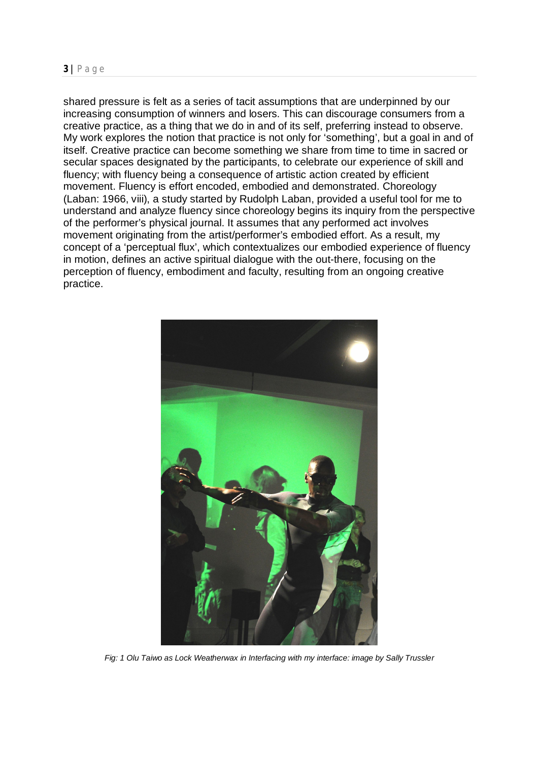shared pressure is felt as a series of tacit assumptions that are underpinned by our increasing consumption of winners and losers. This can discourage consumers from a creative practice, as a thing that we do in and of its self, preferring instead to observe. My work explores the notion that practice is not only for 'something', but a goal in and of itself. Creative practice can become something we share from time to time in sacred or secular spaces designated by the participants, to celebrate our experience of skill and fluency; with fluency being a consequence of artistic action created by efficient movement. Fluency is effort encoded, embodied and demonstrated. Choreology (Laban: 1966, viii), a study started by Rudolph Laban, provided a useful tool for me to understand and analyze fluency since choreology begins its inquiry from the perspective of the performer's physical journal. It assumes that any performed act involves movement originating from the artist/performer's embodied effort. As a result, my concept of a 'perceptual flux', which contextualizes our embodied experience of fluency in motion, defines an active spiritual dialogue with the out-there, focusing on the perception of fluency, embodiment and faculty, resulting from an ongoing creative practice.

*Fig: 1 Olu Taiwo as Lock Weatherwax in Interfacing with my interface: image by Sally Trussler*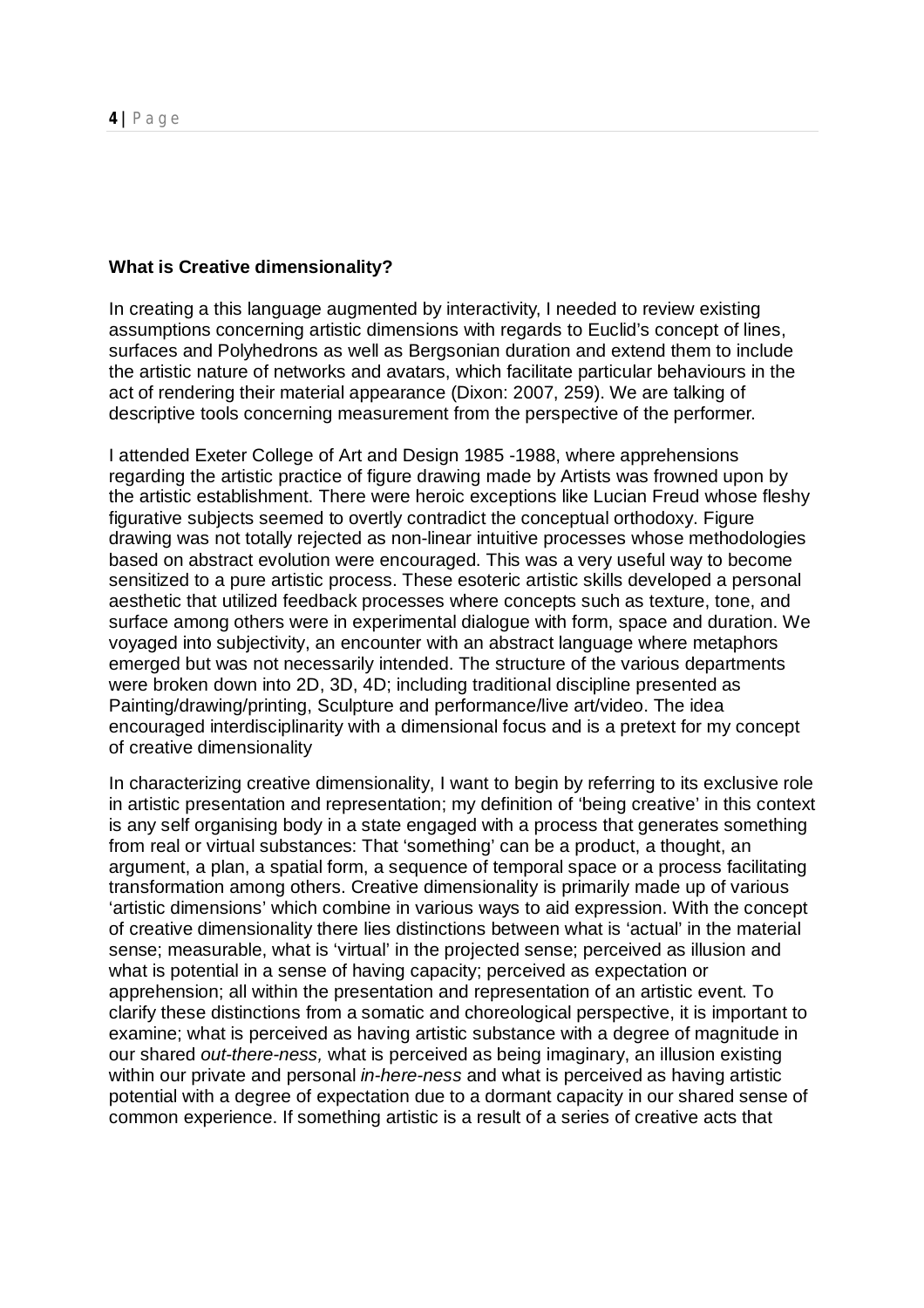**What is Creative dimensionality?**

In creating a this language augmented by interactivity, I needed to review existing assumptions concerning artistic dimensions with regards to Euclid's concept of lines, surfaces and Polyhedrons as well as Bergsonian duration and extend them to include the artistic nature of networks and avatars, which facilitate particular behaviours in the act of rendering their material appearance (Dixon: 2007, 259). We are talking of descriptive tools concerning measurement from the perspective of the performer.

I attended Exeter College of Art and Design 1985 -1988, where apprehensions regarding the artistic practice of figure drawing made by Artists was frowned upon by the artistic establishment. There were heroic exceptions like Lucian Freud whose fleshy figurative subjects seemed to overtly contradict the conceptual orthodoxy. Figure drawing was not totally rejected as non-linear intuitive processes whose methodologies based on abstract evolution were encouraged. This was a very useful way to become sensitized to a pure artistic process. These esoteric artistic skills developed a personal aesthetic that utilized feedback processes where concepts such as texture, tone, and surface among others were in experimental dialogue with form, space and duration. We voyaged into subjectivity, an encounter with an abstract language where metaphors emerged but was not necessarily intended. The structure of the various departments were broken down into 2D, 3D, 4D; including traditional discipline presented as Painting/drawing/printing, Sculpture and performance/live art/video. The idea encouraged interdisciplinarity with a dimensional focus and is a pretext for my concept of creative dimensionality

In characterizing creative dimensionality, I want to begin by referring to its exclusive role in artistic presentation and representation; my definition of 'being creative' in this context is any self organising body in a state engaged with a process that generates something from real or virtual substances: That 'something' can be a product, a thought, an argument, a plan, a spatial form, a sequence of temporal space or a process facilitating transformation among others. Creative dimensionality is primarily made up of various 'artistic dimensions' which combine in various ways to aid expression. With the concept of creative dimensionality there lies distinctions between what is 'actual' in the material sense; measurable, what is 'virtual' in the projected sense; perceived as illusion and what is potential in a sense of having capacity; perceived as expectation or apprehension; all within the presentation and representation of an artistic event. To clarify these distinctions from a somatic and choreological perspective, it is important to examine; what is perceived as having artistic substance with a degree of magnitude in our shared *out-there-ness,* what is perceived as being imaginary, an illusion existing within our private and personal *in-here-ness* and what is perceived as having artistic potential with a degree of expectation due to a dormant capacity in our shared sense of common experience. If something artistic is a result of a series of creative acts that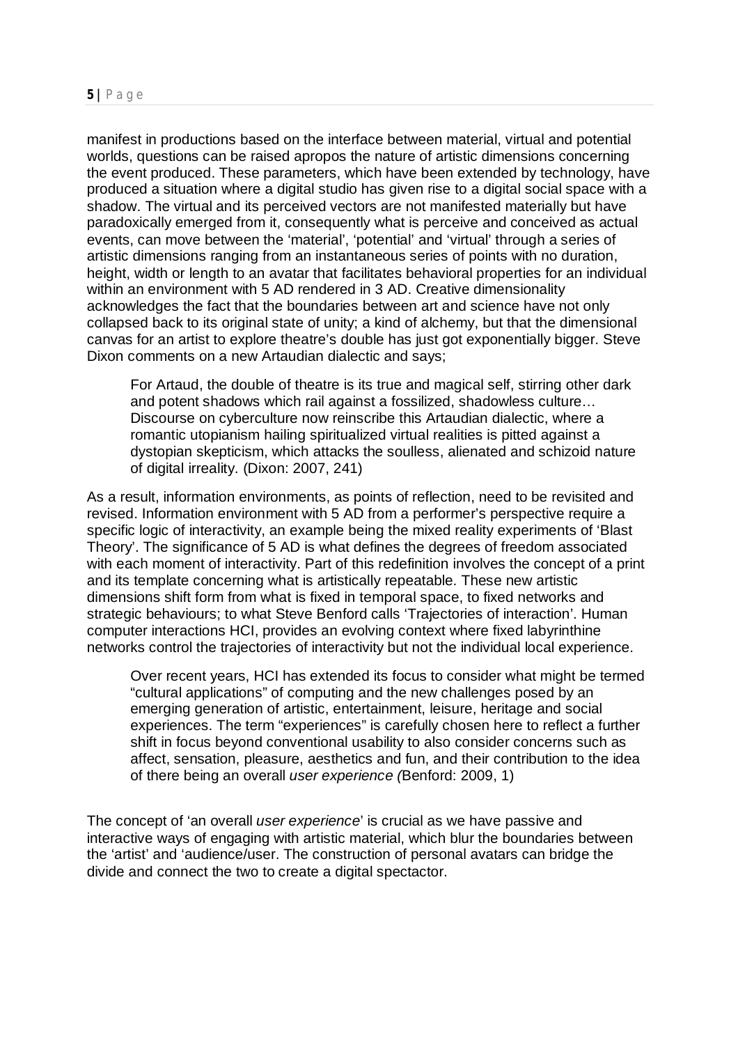manifest in productions based on the interface between material, virtual and potential worlds, questions can be raised apropos the nature of artistic dimensions concerning the event produced. These parameters, which have been extended by technology, have produced a situation where a digital studio has given rise to a digital social space with a shadow. The virtual and its perceived vectors are not manifested materially but have paradoxically emerged from it, consequently what is perceive and conceived as actual events, can move between the 'material', 'potential' and 'virtual' through a series of artistic dimensions ranging from an instantaneous series of points with no duration, height, width or length to an avatar that facilitates behavioral properties for an individual within an environment with 5 AD rendered in 3 AD. Creative dimensionality acknowledges the fact that the boundaries between art and science have not only collapsed back to its original state of unity; a kind of alchemy, but that the dimensional canvas for an artist to explore theatre's double has just got exponentially bigger. Steve Dixon comments on a new Artaudian dialectic and says;

> For Artaud, the double of theatre is its true and magical self, stirring other dark and potent shadows which rail against a fossilized, shadowless culture… Discourse on cyberculture now reinscribe this Artaudian dialectic, where a romantic utopianism hailing spiritualized virtual realities is pitted against a dystopian skepticism, which attacks the soulless, alienated and schizoid nature of digital irreality. (Dixon: 2007, 241)

As a result, information environments, as points of reflection, need to be revisited and revised. Information environment with 5 AD from a performer's perspective require a specific logic of interactivity, an example being the mixed reality experiments of 'Blast Theory'. The significance of 5 AD is what defines the degrees of freedom associated with each moment of interactivity. Part of this redefinition involves the concept of a print and its template concerning what is artistically repeatable. These new artistic dimensions shift form from what is fixed in temporal space, to fixed networks and strategic behaviours; to what Steve Benford calls 'Trajectories of interaction'. Human computer interactions HCI, provides an evolving context where fixed labyrinthine networks control the trajectories of interactivity but not the individual local experience.

> Over recent years, HCI has extended its focus to consider what might be termed "cultural applications" of computing and the new challenges posed by an emerging generation of artistic, entertainment, leisure, heritage and social experiences. The term "experiences" is carefully chosen here to reflect a further shift in focus beyond conventional usability to also consider concerns such as affect, sensation, pleasure, aesthetics and fun, and their contribution to the idea of there being an overall *user experience (*Benford: 2009, 1)

The concept of 'an overall *user experience*' is crucial as we have passive and interactive ways of engaging with artistic material, which blur the boundaries between the 'artist' and 'audience/user. The construction of personal avatars can bridge the divide and connect the two to create a digital spectactor.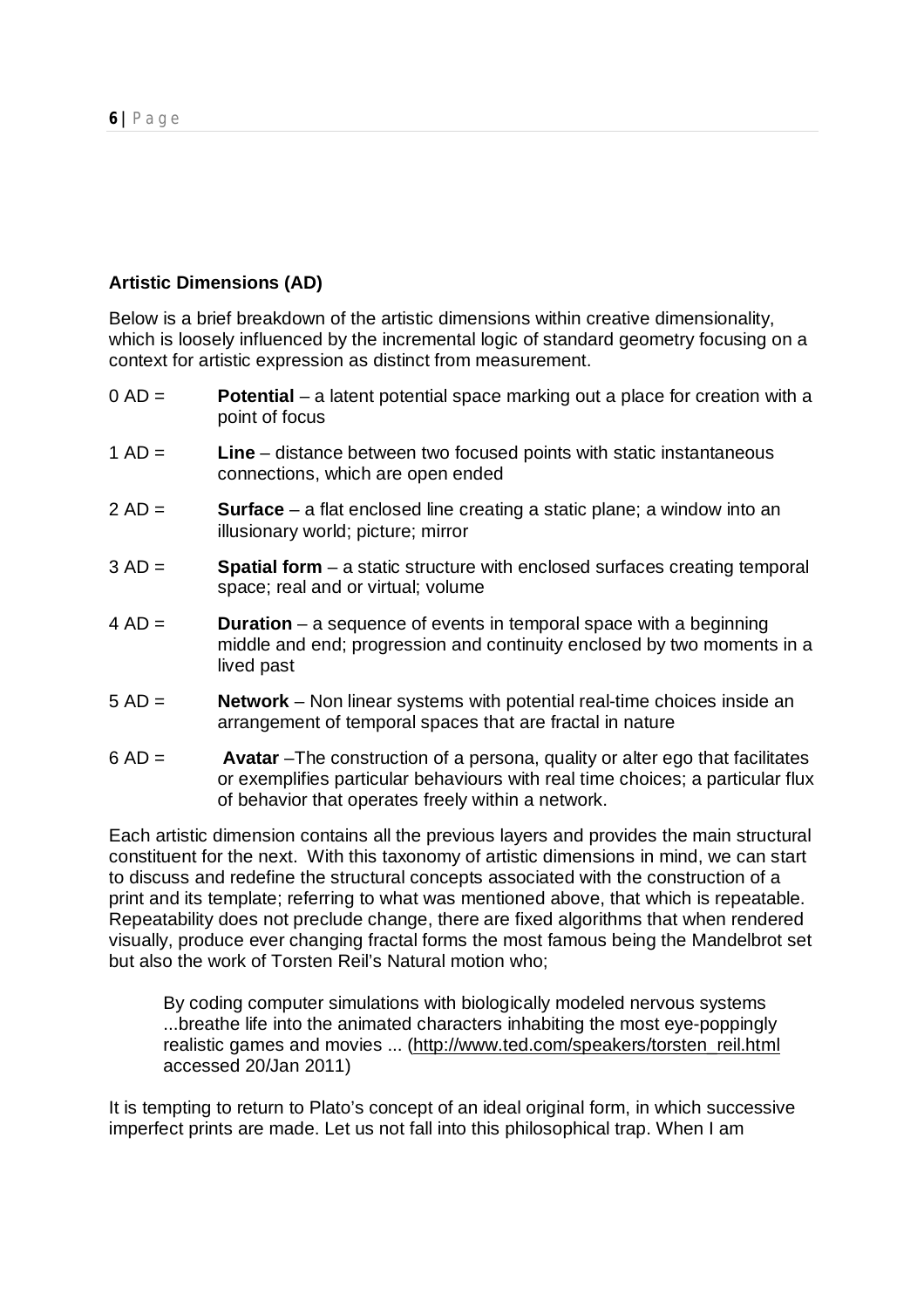**Artistic Dimensions (AD)**

Below is a brief breakdown of the artistic dimensions within creative dimensionality, which is loosely influenced by the incremental logic of standard geometry focusing on a context for artistic expression as distinct from measurement.

0 AD = **Potential** – a latent potential space marking out a place for creation with a point of focus

1 AD = **Line** – distance between two focused points with static instantaneous connections, which are open ended

2 AD = **Surface** – a flat enclosed line creating a static plane; a window into an illusionary world; picture; mirror

3 AD = **Spatial form** – a static structure with enclosed surfaces creating temporal space; real and or virtual; volume

4 AD = **Duration** – a sequence of events in temporal space with a beginning middle and end; progression and continuity enclosed by two moments in a lived past

5 AD = **Network** – Non linear systems with potential real-time choices inside an arrangement of temporal spaces that are fractal in nature

6 AD = **Avatar** –The construction of a persona, quality or alter ego that facilitates or exemplifies particular behaviours with real time choices; a particular flux of behavior that operates freely within a network.

Each artistic dimension contains all the previous layers and provides the main structural constituent for the next. With this taxonomy of artistic dimensions in mind, we can start to discuss and redefine the structural concepts associated with the construction of a print and its template; referring to what was mentioned above, that which is repeatable. Repeatability does not preclude change, there are fixed algorithms that when rendered visually, produce ever changing fractal forms the most famous being the Mandelbrot set but also the work of Torsten Reil's Natural motion who;

> By coding computer simulations with biologically modeled nervous systems ...breathe life into the animated characters inhabiting the most eye-poppingly realistic games and movies ... (http://www.ted.com/speakers/torsten_reil.html accessed 20/Jan 2011)

It is tempting to return to Plato's concept of an ideal original form, in which successive imperfect prints are made. Let us not fall into this philosophical trap. When I am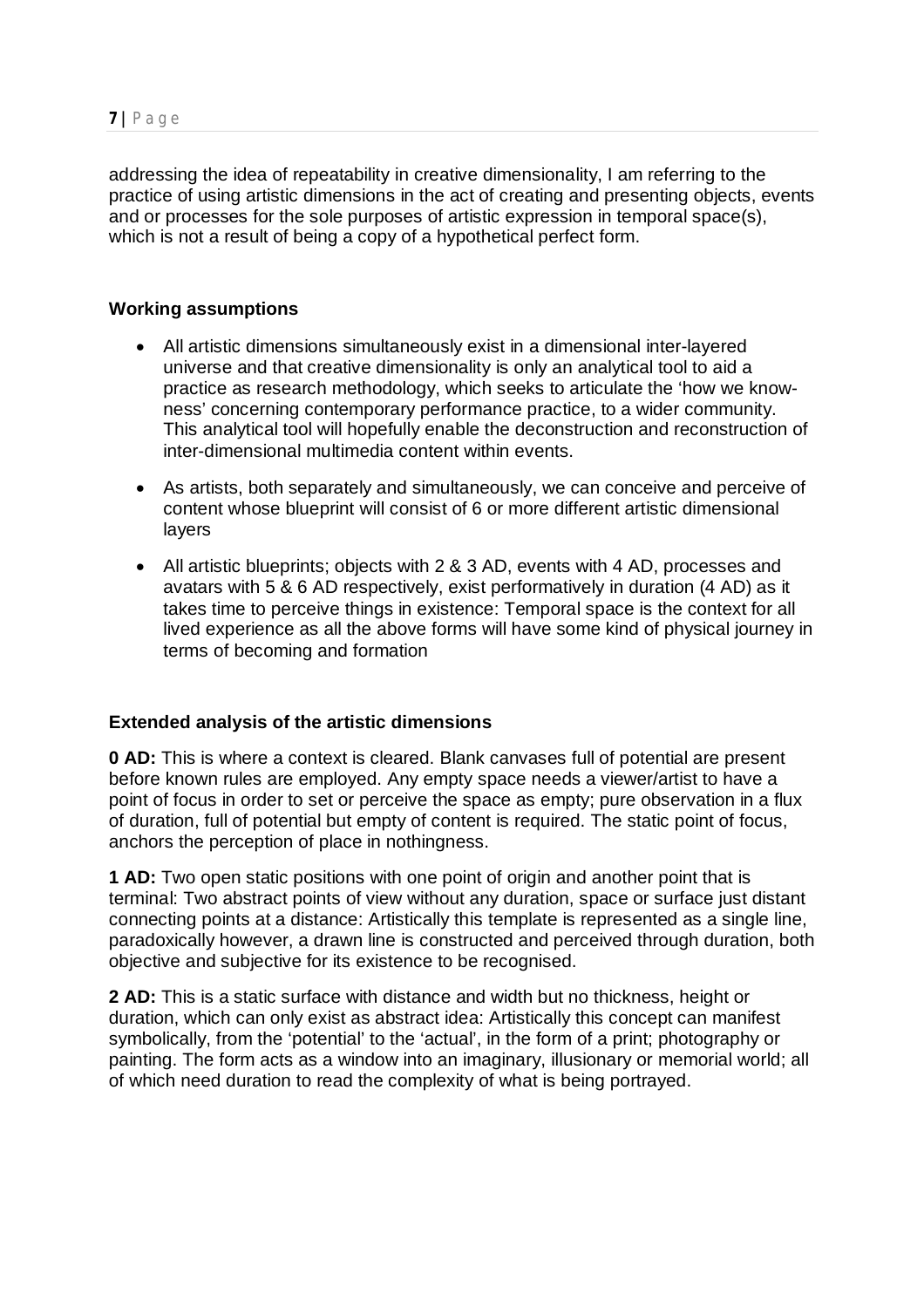addressing the idea of repeatability in creative dimensionality, I am referring to the practice of using artistic dimensions in the act of creating and presenting objects, events and or processes for the sole purposes of artistic expression in temporal space(s), which is not a result of being a copy of a hypothetical perfect form.

### Working assumptions

- All artistic dimensions simultaneously exist in a dimensional inter-layered universe and that creative dimensionality is only an analytical tool to aid a practice as research methodology, which seeks to articulate the 'how we know-ness' concerning contemporary performance practice, to a wider community. This analytical tool will hopefully enable the deconstruction and reconstruction of inter-dimensional multimedia content within events.
- As artists, both separately and simultaneously, we can conceive and perceive of content whose blueprint will consist of 6 or more different artistic dimensional layers
- All artistic blueprints; objects with 2 & 3 AD, events with 4 AD, processes and avatars with 5 & 6 AD respectively, exist performatively in duration (4 AD) as it takes time to perceive things in existence: Temporal space is the context for all lived experience as all the above forms will have some kind of physical journey in terms of becoming and formation

### Extended analysis of the artistic dimensions

**0 AD:** This is where a context is cleared. Blank canvases full of potential are present before known rules are employed. Any empty space needs a viewer/artist to have a point of focus in order to set or perceive the space as empty; pure observation in a flux of duration, full of potential but empty of content is required. The static point of focus, anchors the perception of place in nothingness.

**1 AD:** Two open static positions with one point of origin and another point that is terminal: Two abstract points of view without any duration, space or surface just distant connecting points at a distance: Artistically this template is represented as a single line, paradoxically however, a drawn line is constructed and perceived through duration, both objective and subjective for its existence to be recognised.

**2 AD:** This is a static surface with distance and width but no thickness, height or duration, which can only exist as abstract idea: Artistically this concept can manifest symbolically, from the 'potential' to the 'actual', in the form of a print; photography or painting. The form acts as a window into an imaginary, illusionary or memorial world; all of which need duration to read the complexity of what is being portrayed.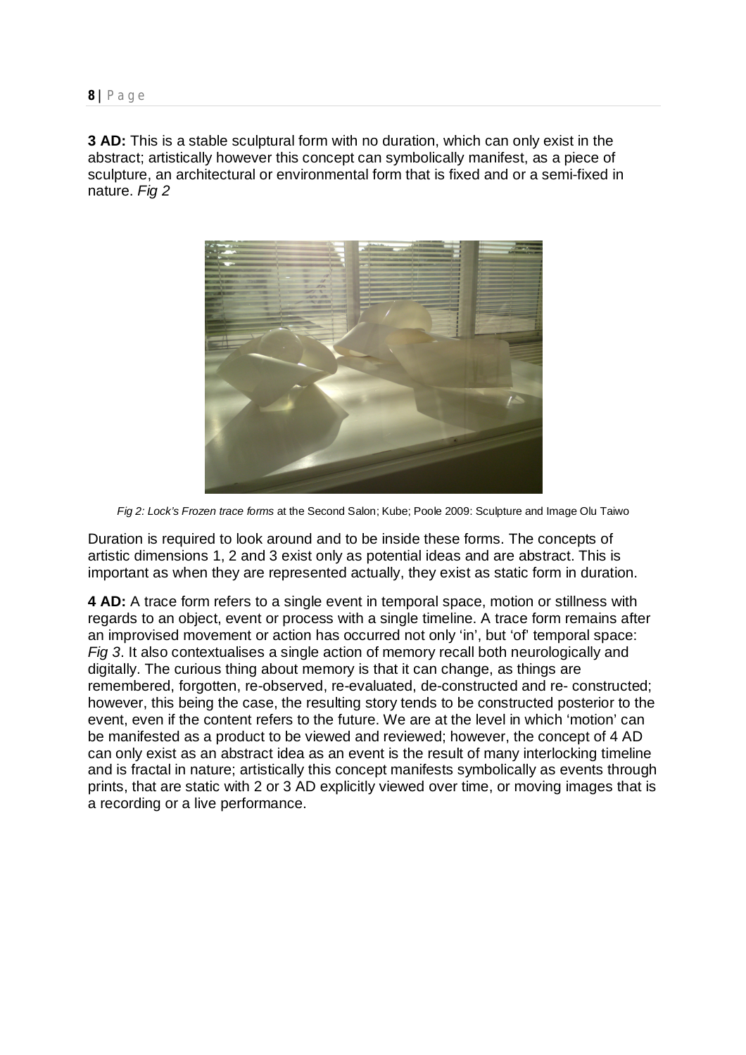**3 AD:** This is a stable sculptural form with no duration, which can only exist in the abstract; artistically however this concept can symbolically manifest, as a piece of sculpture, an architectural or environmental form that is fixed and or a semi-fixed in nature. *Fig 2*

*Fig 2: Lock's Frozen trace forms* at the Second Salon; Kube; Poole 2009: Sculpture and Image Olu Taiwo

Duration is required to look around and to be inside these forms. The concepts of artistic dimensions 1, 2 and 3 exist only as potential ideas and are abstract. This is important as when they are represented actually, they exist as static form in duration.

**4 AD:** A trace form refers to a single event in temporal space, motion or stillness with regards to an object, event or process with a single timeline. A trace form remains after an improvised movement or action has occurred not only 'in', but 'of' temporal space: *Fig 3*. It also contextualises a single action of memory recall both neurologically and digitally. The curious thing about memory is that it can change, as things are remembered, forgotten, re-observed, re-evaluated, de-constructed and re- constructed; however, this being the case, the resulting story tends to be constructed posterior to the event, even if the content refers to the future. We are at the level in which 'motion' can be manifested as a product to be viewed and reviewed; however, the concept of 4 AD can only exist as an abstract idea as an event is the result of many interlocking timeline and is fractal in nature; artistically this concept manifests symbolically as events through prints, that are static with 2 or 3 AD explicitly viewed over time, or moving images that is a recording or a live performance.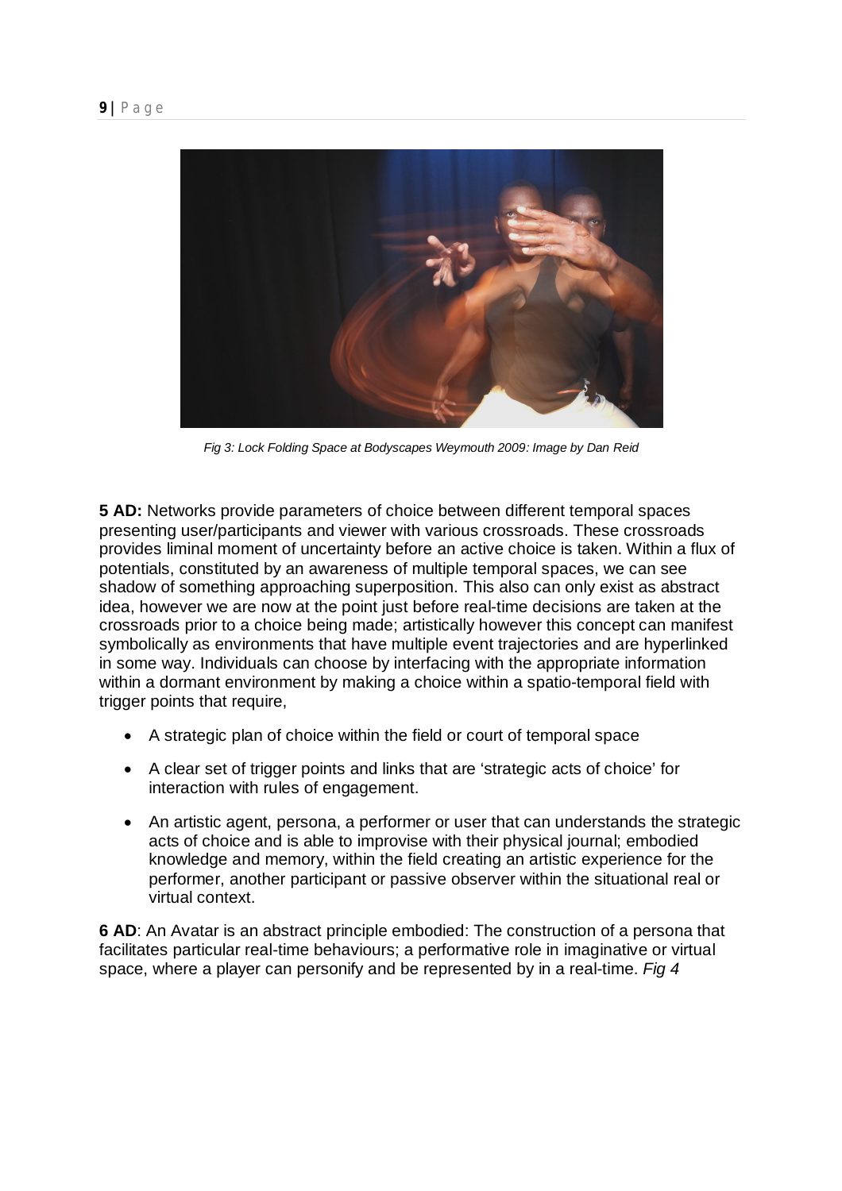*Fig 3: Lock Folding Space at Bodyscapes Weymouth 2009: Image by Dan Reid*

**5 AD:** Networks provide parameters of choice between different temporal spaces presenting user/participants and viewer with various crossroads. These crossroads provides liminal moment of uncertainty before an active choice is taken. Within a flux of potentials, constituted by an awareness of multiple temporal spaces, we can see shadow of something approaching superposition. This also can only exist as abstract idea, however we are now at the point just before real-time decisions are taken at the crossroads prior to a choice being made; artistically however this concept can manifest symbolically as environments that have multiple event trajectories and are hyperlinked in some way. Individuals can choose by interfacing with the appropriate information within a dormant environment by making a choice within a spatio-temporal field with trigger points that require,

- A strategic plan of choice within the field or court of temporal space
- A clear set of trigger points and links that are 'strategic acts of choice' for interaction with rules of engagement.
- An artistic agent, persona, a performer or user that can understands the strategic acts of choice and is able to improvise with their physical journal; embodied knowledge and memory, within the field creating an artistic experience for the performer, another participant or passive observer within the situational real or virtual context.

**6 AD**: An Avatar is an abstract principle embodied: The construction of a persona that facilitates particular real-time behaviours; a performative role in imaginative or virtual space, where a player can personify and be represented by in a real-time. *Fig 4*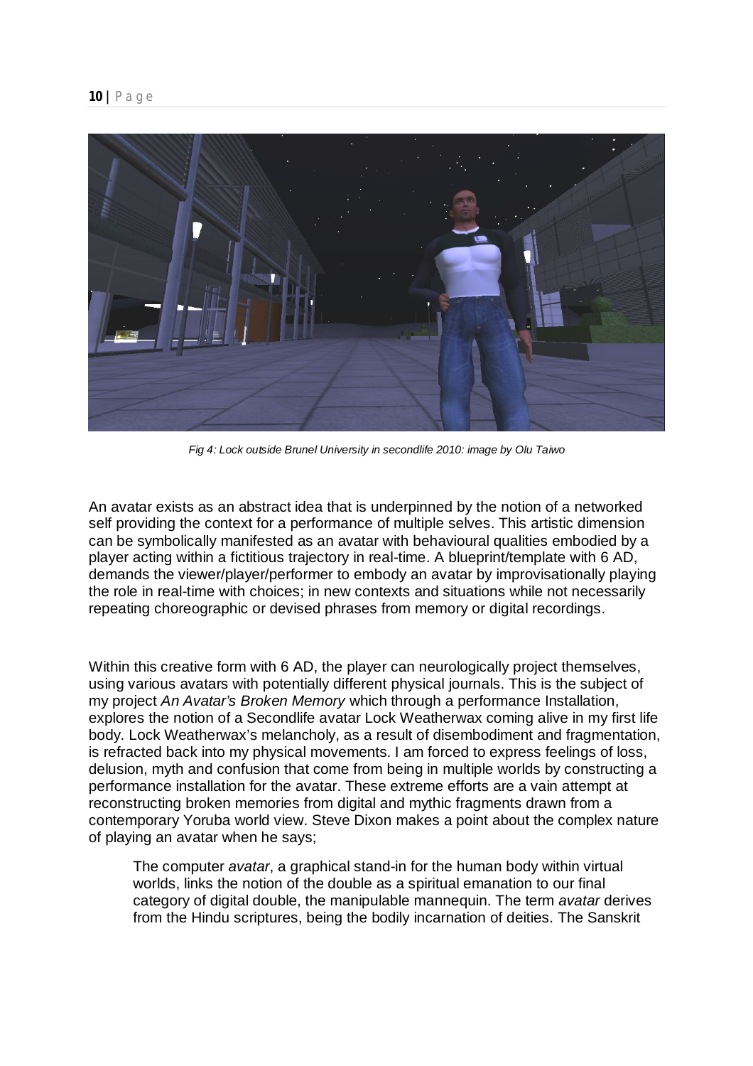Fig 4: Lock outside Brunel University in secondlife 2010: image by Olu Taiwo

An avatar exists as an abstract idea that is underpinned by the notion of a networked self providing the context for a performance of multiple selves. This artistic dimension can be symbolically manifested as an avatar with behavioural qualities embodied by a player acting within a fictitious trajectory in real-time. A blueprint/template with 6 AD, demands the viewer/player/performer to embody an avatar by improvisationally playing the role in real-time with choices; in new contexts and situations while not necessarily repeating choreographic or devised phrases from memory or digital recordings.

Within this creative form with 6 AD, the player can neurologically project themselves, using various avatars with potentially different physical journals. This is the subject of my project *An Avatar's Broken Memory* which through a performance Installation, explores the notion of a Secondlife avatar Lock Weatherwax coming alive in my first life body. Lock Weatherwax's melancholy, as a result of disembodiment and fragmentation, is refracted back into my physical movements. I am forced to express feelings of loss, delusion, myth and confusion that come from being in multiple worlds by constructing a performance installation for the avatar. These extreme efforts are a vain attempt at reconstructing broken memories from digital and mythic fragments drawn from a contemporary Yoruba world view. Steve Dixon makes a point about the complex nature of playing an avatar when he says;

> The computer *avatar*, a graphical stand-in for the human body within virtual worlds, links the notion of the double as a spiritual emanation to our final category of digital double, the manipulable mannequin. The term *avatar* derives from the Hindu scriptures, being the bodily incarnation of deities. The Sanskrit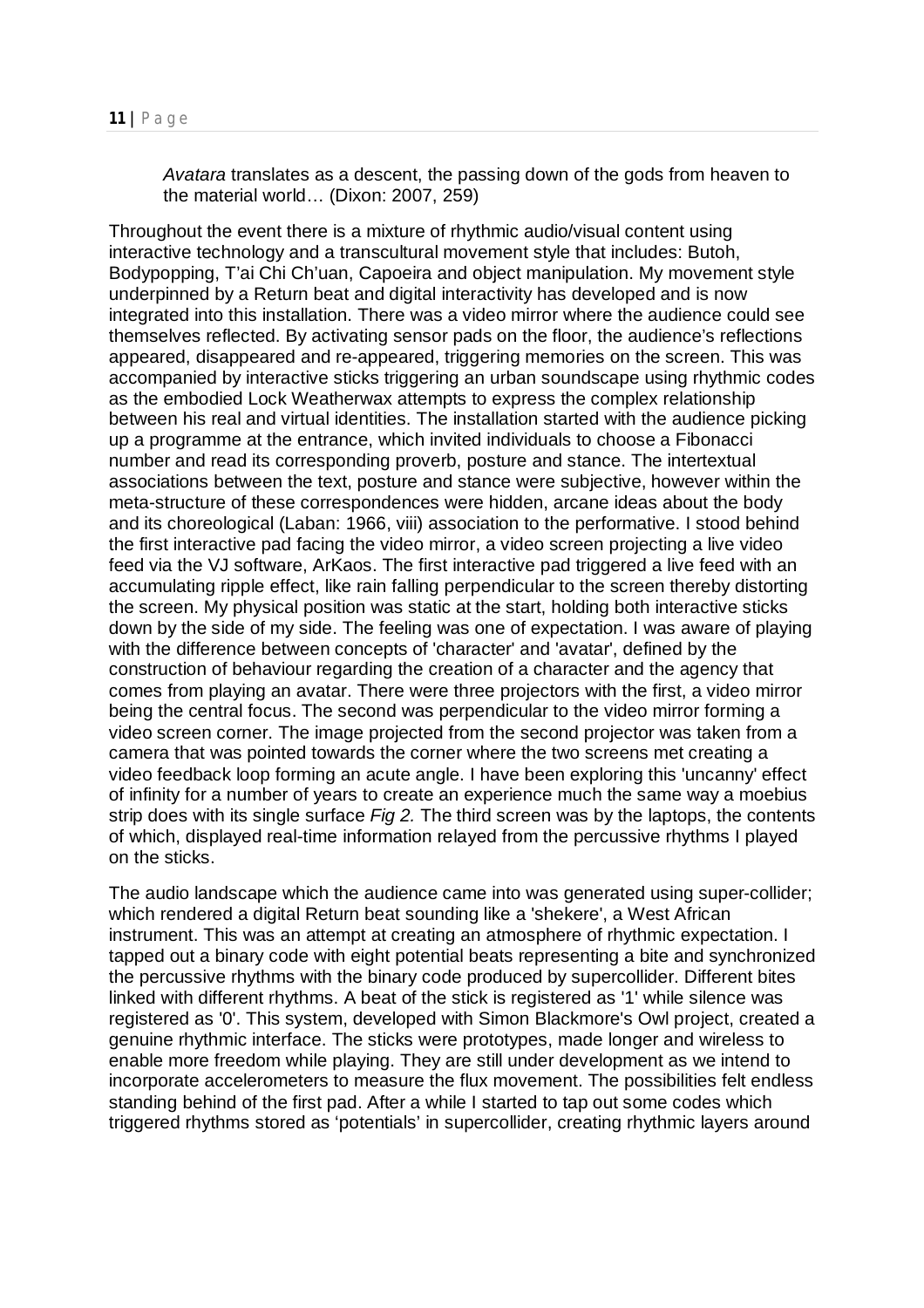> *Avatara* translates as a descent, the passing down of the gods from heaven to the material world… (Dixon: 2007, 259)

Throughout the event there is a mixture of rhythmic audio/visual content using interactive technology and a transcultural movement style that includes: Butoh, Bodypopping, T'ai Chi Ch'uan, Capoeira and object manipulation. My movement style underpinned by a Return beat and digital interactivity has developed and is now integrated into this installation. There was a video mirror where the audience could see themselves reflected. By activating sensor pads on the floor, the audience's reflections appeared, disappeared and re-appeared, triggering memories on the screen. This was accompanied by interactive sticks triggering an urban soundscape using rhythmic codes as the embodied Lock Weatherwax attempts to express the complex relationship between his real and virtual identities. The installation started with the audience picking up a programme at the entrance, which invited individuals to choose a Fibonacci number and read its corresponding proverb, posture and stance. The intertextual associations between the text, posture and stance were subjective, however within the meta-structure of these correspondences were hidden, arcane ideas about the body and its choreological (Laban: 1966, viii) association to the performative. I stood behind the first interactive pad facing the video mirror, a video screen projecting a live video feed via the VJ software, ArKaos. The first interactive pad triggered a live feed with an accumulating ripple effect, like rain falling perpendicular to the screen thereby distorting the screen. My physical position was static at the start, holding both interactive sticks down by the side of my side. The feeling was one of expectation. I was aware of playing with the difference between concepts of 'character' and 'avatar', defined by the construction of behaviour regarding the creation of a character and the agency that comes from playing an avatar. There were three projectors with the first, a video mirror being the central focus. The second was perpendicular to the video mirror forming a video screen corner. The image projected from the second projector was taken from a camera that was pointed towards the corner where the two screens met creating a video feedback loop forming an acute angle. I have been exploring this 'uncanny' effect of infinity for a number of years to create an experience much the same way a moebius strip does with its single surface *Fig 2.* The third screen was by the laptops, the contents of which, displayed real-time information relayed from the percussive rhythms I played on the sticks.

The audio landscape which the audience came into was generated using super-collider; which rendered a digital Return beat sounding like a 'shekere', a West African instrument. This was an attempt at creating an atmosphere of rhythmic expectation. I tapped out a binary code with eight potential beats representing a bite and synchronized the percussive rhythms with the binary code produced by supercollider. Different bites linked with different rhythms. A beat of the stick is registered as '1' while silence was registered as '0'. This system, developed with Simon Blackmore's Owl project, created a genuine rhythmic interface. The sticks were prototypes, made longer and wireless to enable more freedom while playing. They are still under development as we intend to incorporate accelerometers to measure the flux movement. The possibilities felt endless standing behind of the first pad. After a while I started to tap out some codes which triggered rhythms stored as 'potentials' in supercollider, creating rhythmic layers around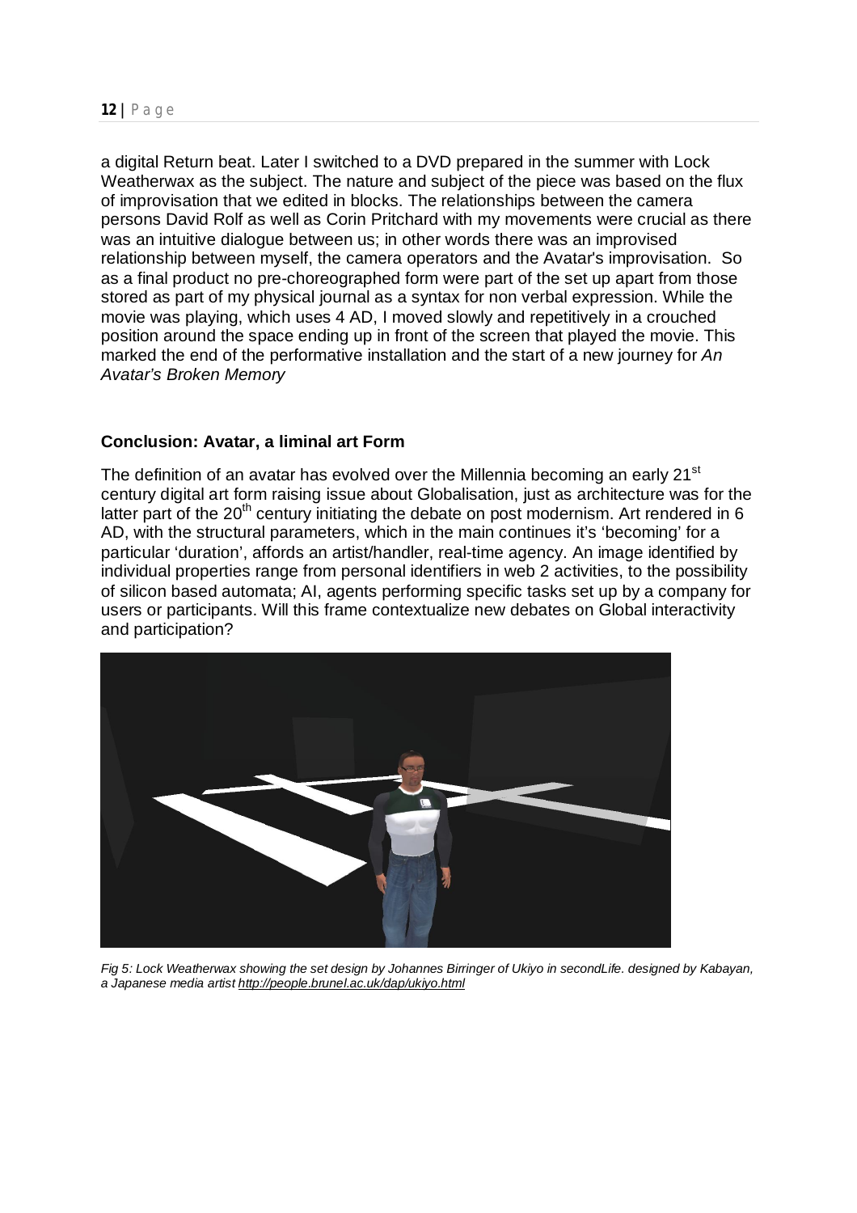a digital Return beat. Later I switched to a DVD prepared in the summer with Lock Weatherwax as the subject. The nature and subject of the piece was based on the flux of improvisation that we edited in blocks. The relationships between the camera persons David Rolf as well as Corin Pritchard with my movements were crucial as there was an intuitive dialogue between us; in other words there was an improvised relationship between myself, the camera operators and the Avatar's improvisation. So as a final product no pre-choreographed form were part of the set up apart from those stored as part of my physical journal as a syntax for non verbal expression. While the movie was playing, which uses 4 AD, I moved slowly and repetitively in a crouched position around the space ending up in front of the screen that played the movie. This marked the end of the performative installation and the start of a new journey for *An Avatar's Broken Memory*

## Conclusion: Avatar, a liminal art Form

The definition of an avatar has evolved over the Millennia becoming an early 21$^{st}$ century digital art form raising issue about Globalisation, just as architecture was for the latter part of the 20$^{th}$ century initiating the debate on post modernism. Art rendered in 6 AD, with the structural parameters, which in the main continues it's 'becoming' for a particular 'duration', affords an artist/handler, real-time agency. An image identified by individual properties range from personal identifiers in web 2 activities, to the possibility of silicon based automata; AI, agents performing specific tasks set up by a company for users or participants. Will this frame contextualize new debates on Global interactivity and participation?

*Fig 5: Lock Weatherwax showing the set design by Johannes Birringer of Ukiyo in secondLife. designed by Kabayan, a Japanese media artist http://people.brunel.ac.uk/dap/ukiyo.html*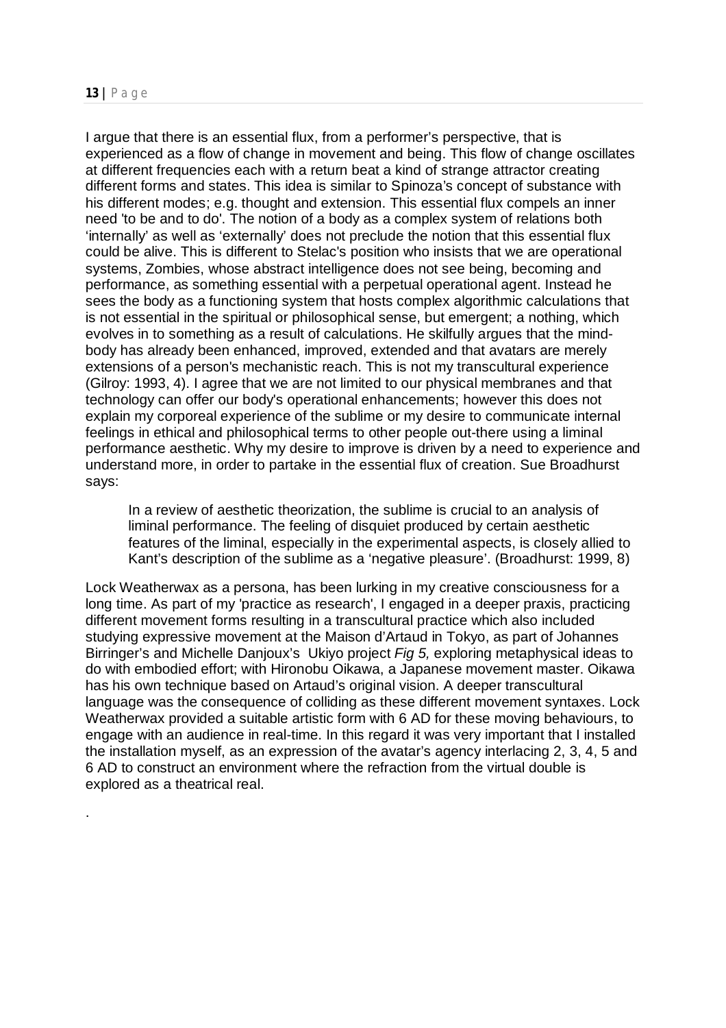I argue that there is an essential flux, from a performer's perspective, that is experienced as a flow of change in movement and being. This flow of change oscillates at different frequencies each with a return beat a kind of strange attractor creating different forms and states. This idea is similar to Spinoza's concept of substance with his different modes; e.g. thought and extension. This essential flux compels an inner need 'to be and to do'. The notion of a body as a complex system of relations both 'internally' as well as 'externally' does not preclude the notion that this essential flux could be alive. This is different to Stelac's position who insists that we are operational systems, Zombies, whose abstract intelligence does not see being, becoming and performance, as something essential with a perpetual operational agent. Instead he sees the body as a functioning system that hosts complex algorithmic calculations that is not essential in the spiritual or philosophical sense, but emergent; a nothing, which evolves in to something as a result of calculations. He skilfully argues that the mind-body has already been enhanced, improved, extended and that avatars are merely extensions of a person's mechanistic reach. This is not my transcultural experience (Gilroy: 1993, 4). I agree that we are not limited to our physical membranes and that technology can offer our body's operational enhancements; however this does not explain my corporeal experience of the sublime or my desire to communicate internal feelings in ethical and philosophical terms to other people out-there using a liminal performance aesthetic. Why my desire to improve is driven by a need to experience and understand more, in order to partake in the essential flux of creation. Sue Broadhurst says:

> In a review of aesthetic theorization, the sublime is crucial to an analysis of liminal performance. The feeling of disquiet produced by certain aesthetic features of the liminal, especially in the experimental aspects, is closely allied to Kant's description of the sublime as a 'negative pleasure'. (Broadhurst: 1999, 8)

Lock Weatherwax as a persona, has been lurking in my creative consciousness for a long time. As part of my 'practice as research', I engaged in a deeper praxis, practicing different movement forms resulting in a transcultural practice which also included studying expressive movement at the Maison d'Artaud in Tokyo, as part of Johannes Birringer's and Michelle Danjoux's Ukiyo project *Fig 5,* exploring metaphysical ideas to do with embodied effort; with Hironobu Oikawa, a Japanese movement master. Oikawa has his own technique based on Artaud's original vision. A deeper transcultural language was the consequence of colliding as these different movement syntaxes. Lock Weatherwax provided a suitable artistic form with 6 AD for these moving behaviours, to engage with an audience in real-time. In this regard it was very important that I installed the installation myself, as an expression of the avatar's agency interlacing 2, 3, 4, 5 and 6 AD to construct an environment where the refraction from the virtual double is explored as a theatrical real.

.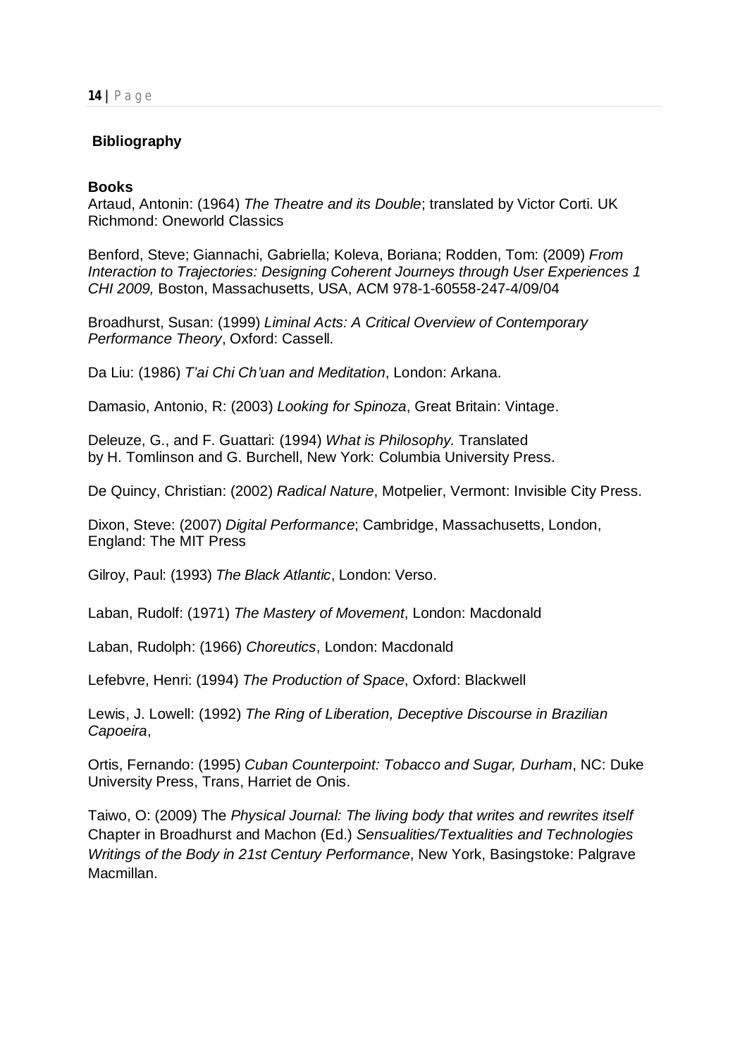## Bibliography

### Books

Artaud, Antonin: (1964) *The Theatre and its Double*; translated by Victor Corti. UK Richmond: Oneworld Classics

Benford, Steve; Giannachi, Gabriella; Koleva, Boriana; Rodden, Tom: (2009) *From Interaction to Trajectories: Designing Coherent Journeys through User Experiences 1 CHI 2009,* Boston, Massachusetts, USA, ACM 978-1-60558-247-4/09/04

Broadhurst, Susan: (1999) *Liminal Acts: A Critical Overview of Contemporary Performance Theory*, Oxford: Cassell.

Da Liu: (1986) *T'ai Chi Ch'uan and Meditation*, London: Arkana.

Damasio, Antonio, R: (2003) *Looking for Spinoza*, Great Britain: Vintage.

Deleuze, G., and F. Guattari: (1994) *What is Philosophy.* Translated by H. Tomlinson and G. Burchell, New York: Columbia University Press.

De Quincy, Christian: (2002) *Radical Nature*, Motpelier, Vermont: Invisible City Press.

Dixon, Steve: (2007) *Digital Performance*; Cambridge, Massachusetts, London, England: The MIT Press

Gilroy, Paul: (1993) *The Black Atlantic*, London: Verso.

Laban, Rudolf: (1971) *The Mastery of Movement*, London: Macdonald

Laban, Rudolph: (1966) *Choreutics*, London: Macdonald

Lefebvre, Henri: (1994) *The Production of Space*, Oxford: Blackwell

Lewis, J. Lowell: (1992) *The Ring of Liberation, Deceptive Discourse in Brazilian Capoeira*,

Ortis, Fernando: (1995) *Cuban Counterpoint: Tobacco and Sugar, Durham*, NC: Duke University Press, Trans, Harriet de Onis.

Taiwo, O: (2009) The *Physical Journal: The living body that writes and rewrites itself* Chapter in Broadhurst and Machon (Ed.) *Sensualities/Textualities and Technologies Writings of the Body in 21st Century Performance*, New York, Basingstoke: Palgrave Macmillan.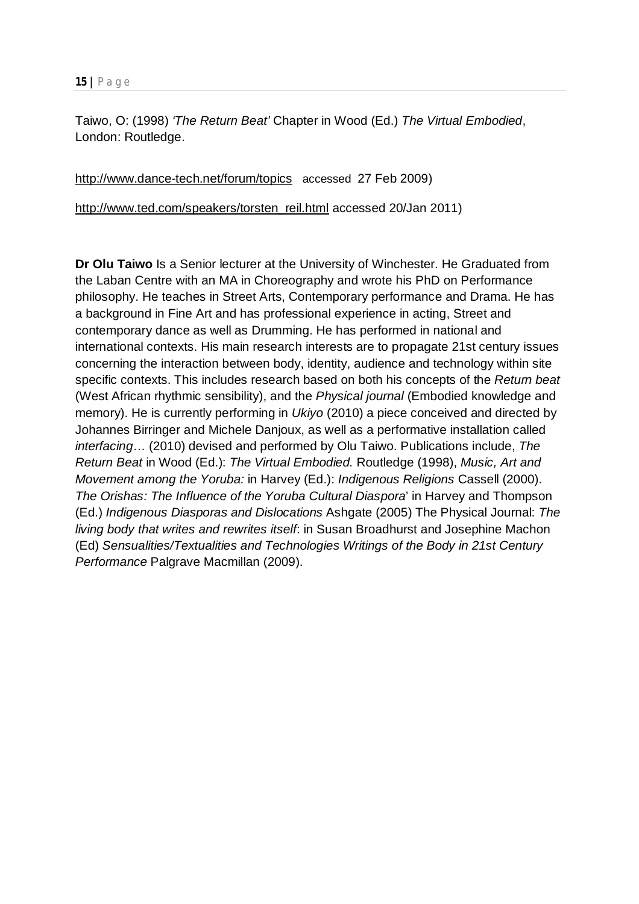Taiwo, O: (1998) *'The Return Beat'* Chapter in Wood (Ed.) *The Virtual Embodied*, London: Routledge.

http://www.dance-tech.net/forum/topics accessed 27 Feb 2009)

http://www.ted.com/speakers/torsten_reil.html accessed 20/Jan 2011)

**Dr Olu Taiwo** Is a Senior lecturer at the University of Winchester. He Graduated from the Laban Centre with an MA in Choreography and wrote his PhD on Performance philosophy. He teaches in Street Arts, Contemporary performance and Drama. He has a background in Fine Art and has professional experience in acting, Street and contemporary dance as well as Drumming. He has performed in national and international contexts. His main research interests are to propagate 21st century issues concerning the interaction between body, identity, audience and technology within site specific contexts. This includes research based on both his concepts of the *Return beat* (West African rhythmic sensibility), and the *Physical journal* (Embodied knowledge and memory). He is currently performing in *Ukiyo* (2010) a piece conceived and directed by Johannes Birringer and Michele Danjoux, as well as a performative installation called *interfacing*… (2010) devised and performed by Olu Taiwo. Publications include, *The Return Beat* in Wood (Ed.): *The Virtual Embodied.* Routledge (1998), *Music, Art and Movement among the Yoruba:* in Harvey (Ed.): *Indigenous Religions* Cassell (2000). *The Orishas: The Influence of the Yoruba Cultural Diaspora*' in Harvey and Thompson (Ed.) *Indigenous Diasporas and Dislocations* Ashgate (2005) The Physical Journal: *The living body that writes and rewrites itself*: in Susan Broadhurst and Josephine Machon (Ed) *Sensualities/Textualities and Technologies Writings of the Body in 21st Century Performance* Palgrave Macmillan (2009).